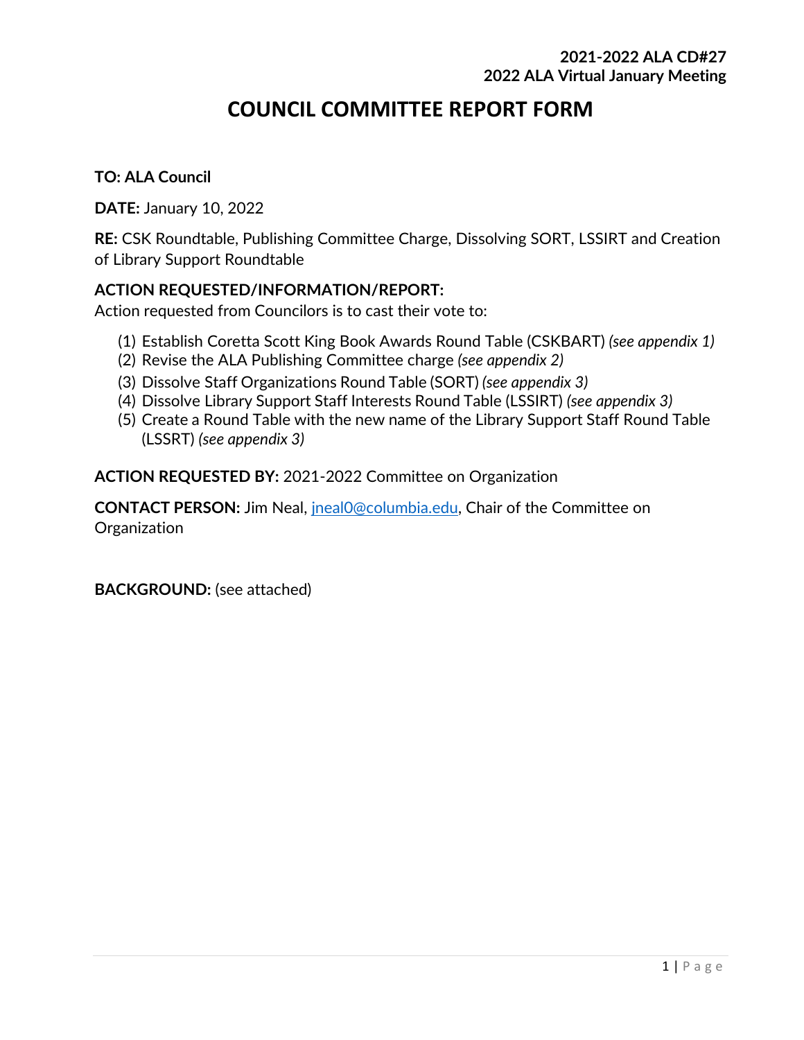**2021-2022 ALA CD#27**
**2022 ALA Virtual January Meeting**

# COUNCIL COMMITTEE REPORT FORM

**TO: ALA Council**

**DATE:** January 10, 2022

**RE:** CSK Roundtable, Publishing Committee Charge, Dissolving SORT, LSSIRT and Creation of Library Support Roundtable

**ACTION REQUESTED/INFORMATION/REPORT:**
Action requested from Councilors is to cast their vote to:

(1) Establish Coretta Scott King Book Awards Round Table (CSKBART) *(see appendix 1)*
(2) Revise the ALA Publishing Committee charge *(see appendix 2)*
(3) Dissolve Staff Organizations Round Table (SORT) *(see appendix 3)*
(4) Dissolve Library Support Staff Interests Round Table (LSSIRT) *(see appendix 3)*
(5) Create a Round Table with the new name of the Library Support Staff Round Table (LSSRT) *(see appendix 3)*

**ACTION REQUESTED BY:** 2021-2022 Committee on Organization

**CONTACT PERSON:** Jim Neal, jneal0@columbia.edu, Chair of the Committee on Organization

**BACKGROUND:** (see attached)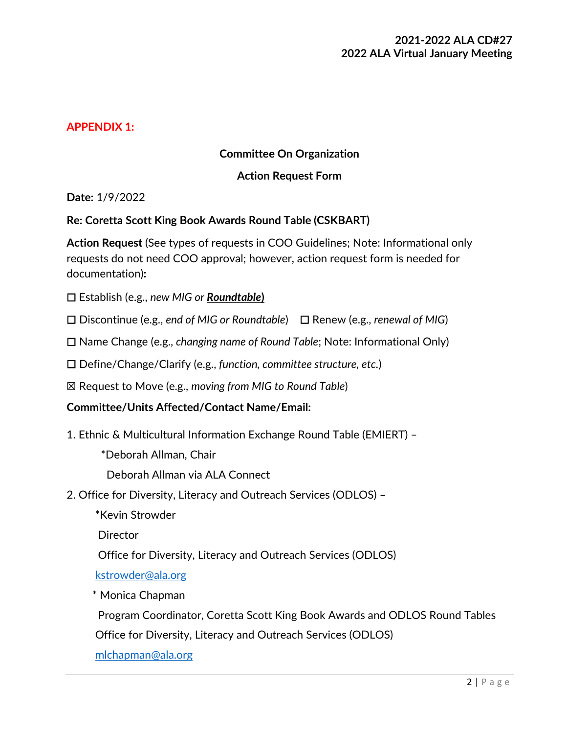**APPENDIX 1:**

**Committee On Organization**

**Action Request Form**

**Date:** 1/9/2022

**Re: Coretta Scott King Book Awards Round Table (CSKBART)**

**Action Request** (See types of requests in COO Guidelines; Note: Informational only requests do not need COO approval; however, action request form is needed for documentation)**:**

☐ Establish (e.g., *new MIG or* ***Roundtable*)**

☐ Discontinue (e.g., *end of MIG or Roundtable*) ☐ Renew (e.g., *renewal of MIG*)

☐ Name Change (e.g., *changing name of Round Table*; Note: Informational Only)

☐ Define/Change/Clarify (e.g., *function, committee structure, etc.*)

☒ Request to Move (e.g., *moving from MIG to Round Table*)

**Committee/Units Affected/Contact Name/Email:**

1. Ethnic & Multicultural Information Exchange Round Table (EMIERT) –

   *Deborah Allman, Chair

   Deborah Allman via ALA Connect

2. Office for Diversity, Literacy and Outreach Services (ODLOS) –

   *Kevin Strowder

   Director

   Office for Diversity, Literacy and Outreach Services (ODLOS)

   kstrowder@ala.org

   * Monica Chapman

   Program Coordinator, Coretta Scott King Book Awards and ODLOS Round Tables

   Office for Diversity, Literacy and Outreach Services (ODLOS)

   mlchapman@ala.org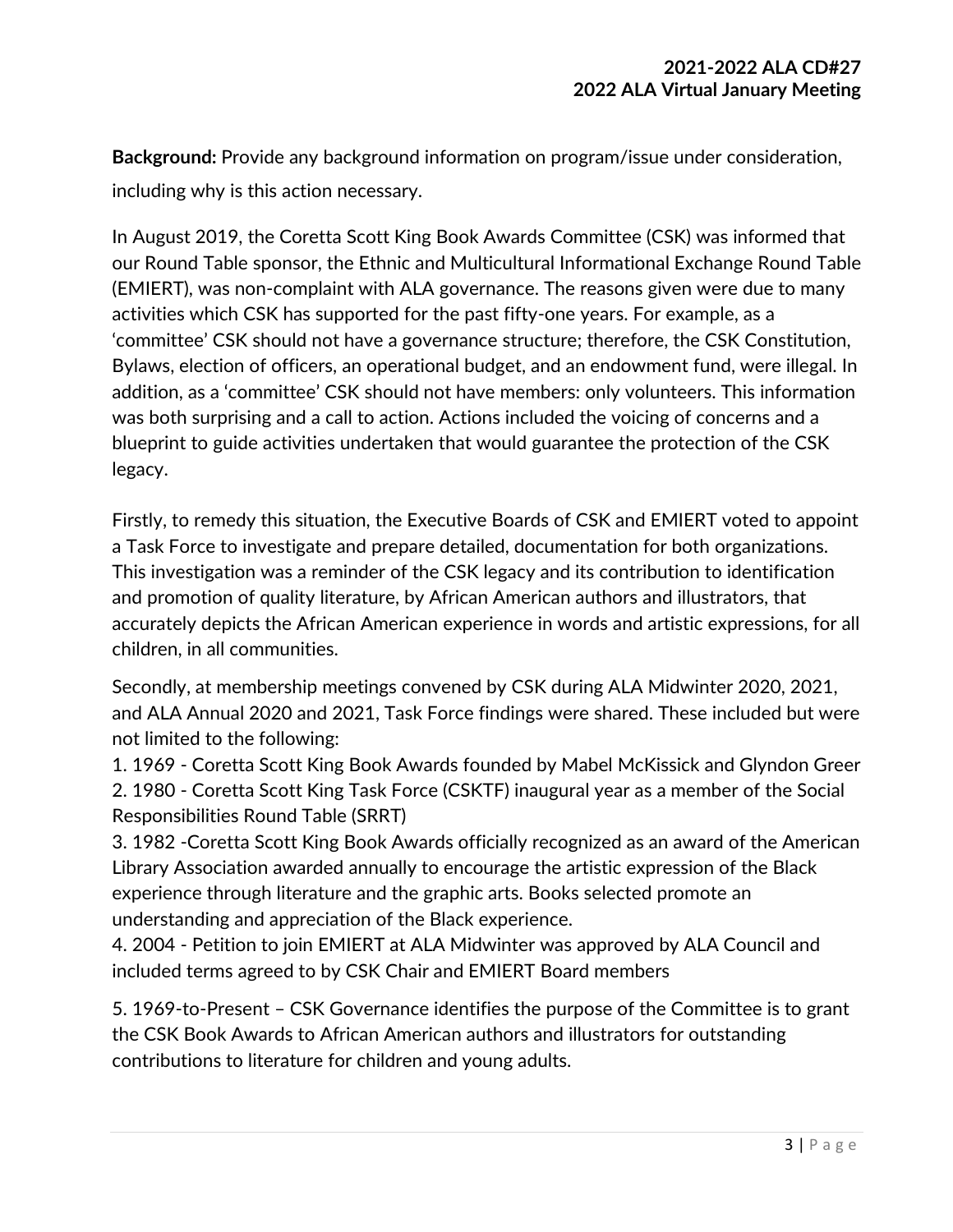**Background:** Provide any background information on program/issue under consideration, including why is this action necessary.

In August 2019, the Coretta Scott King Book Awards Committee (CSK) was informed that our Round Table sponsor, the Ethnic and Multicultural Informational Exchange Round Table (EMIERT), was non-complaint with ALA governance. The reasons given were due to many activities which CSK has supported for the past fifty-one years. For example, as a 'committee' CSK should not have a governance structure; therefore, the CSK Constitution, Bylaws, election of officers, an operational budget, and an endowment fund, were illegal. In addition, as a 'committee' CSK should not have members: only volunteers. This information was both surprising and a call to action. Actions included the voicing of concerns and a blueprint to guide activities undertaken that would guarantee the protection of the CSK legacy.

Firstly, to remedy this situation, the Executive Boards of CSK and EMIERT voted to appoint a Task Force to investigate and prepare detailed, documentation for both organizations. This investigation was a reminder of the CSK legacy and its contribution to identification and promotion of quality literature, by African American authors and illustrators, that accurately depicts the African American experience in words and artistic expressions, for all children, in all communities.

Secondly, at membership meetings convened by CSK during ALA Midwinter 2020, 2021, and ALA Annual 2020 and 2021, Task Force findings were shared. These included but were not limited to the following:

1. 1969 - Coretta Scott King Book Awards founded by Mabel McKissick and Glyndon Greer
2. 1980 - Coretta Scott King Task Force (CSKTF) inaugural year as a member of the Social Responsibilities Round Table (SRRT)
3. 1982 -Coretta Scott King Book Awards officially recognized as an award of the American Library Association awarded annually to encourage the artistic expression of the Black experience through literature and the graphic arts. Books selected promote an understanding and appreciation of the Black experience.
4. 2004 - Petition to join EMIERT at ALA Midwinter was approved by ALA Council and included terms agreed to by CSK Chair and EMIERT Board members
5. 1969-to-Present – CSK Governance identifies the purpose of the Committee is to grant the CSK Book Awards to African American authors and illustrators for outstanding contributions to literature for children and young adults.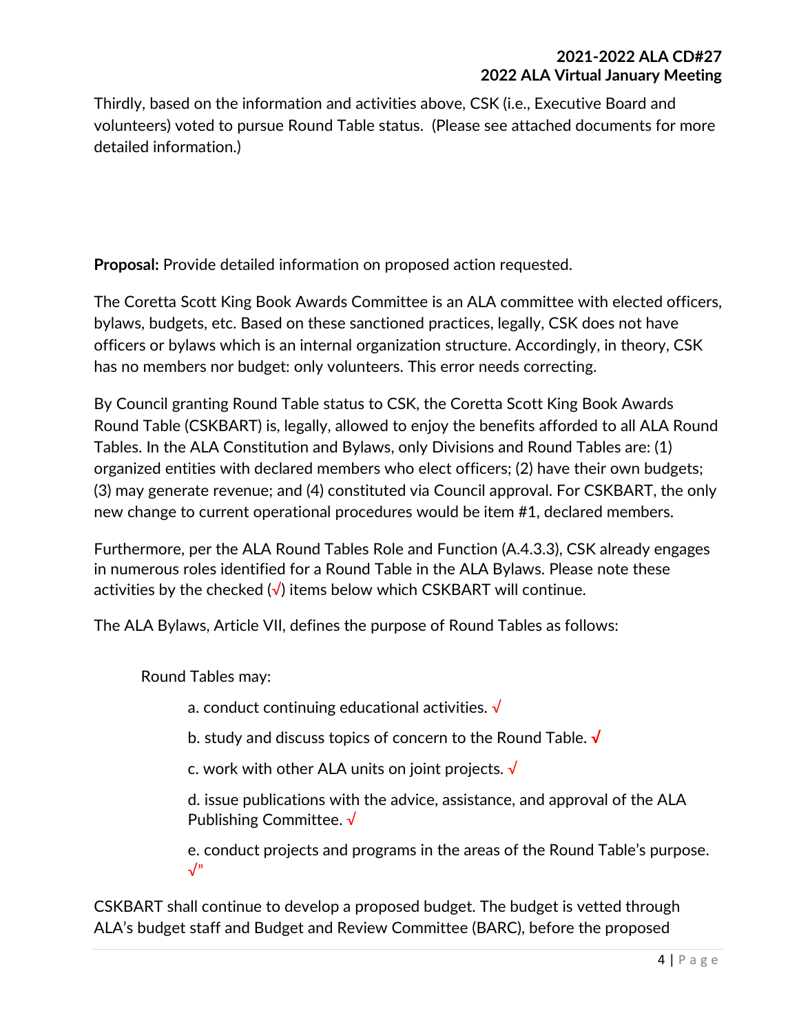Thirdly, based on the information and activities above, CSK (i.e., Executive Board and volunteers) voted to pursue Round Table status. (Please see attached documents for more detailed information.)

**Proposal:** Provide detailed information on proposed action requested.

The Coretta Scott King Book Awards Committee is an ALA committee with elected officers, bylaws, budgets, etc. Based on these sanctioned practices, legally, CSK does not have officers or bylaws which is an internal organization structure. Accordingly, in theory, CSK has no members nor budget: only volunteers. This error needs correcting.

By Council granting Round Table status to CSK, the Coretta Scott King Book Awards Round Table (CSKBART) is, legally, allowed to enjoy the benefits afforded to all ALA Round Tables. In the ALA Constitution and Bylaws, only Divisions and Round Tables are: (1) organized entities with declared members who elect officers; (2) have their own budgets; (3) may generate revenue; and (4) constituted via Council approval. For CSKBART, the only new change to current operational procedures would be item #1, declared members.

Furthermore, per the ALA Round Tables Role and Function (A.4.3.3), CSK already engages in numerous roles identified for a Round Table in the ALA Bylaws. Please note these activities by the checked (√) items below which CSKBART will continue.

The ALA Bylaws, Article VII, defines the purpose of Round Tables as follows:

> Round Tables may:
>
> a. conduct continuing educational activities. √
>
> b. study and discuss topics of concern to the Round Table. √
>
> c. work with other ALA units on joint projects. √
>
> d. issue publications with the advice, assistance, and approval of the ALA Publishing Committee. √
>
> e. conduct projects and programs in the areas of the Round Table's purpose. √"

CSKBART shall continue to develop a proposed budget. The budget is vetted through ALA's budget staff and Budget and Review Committee (BARC), before the proposed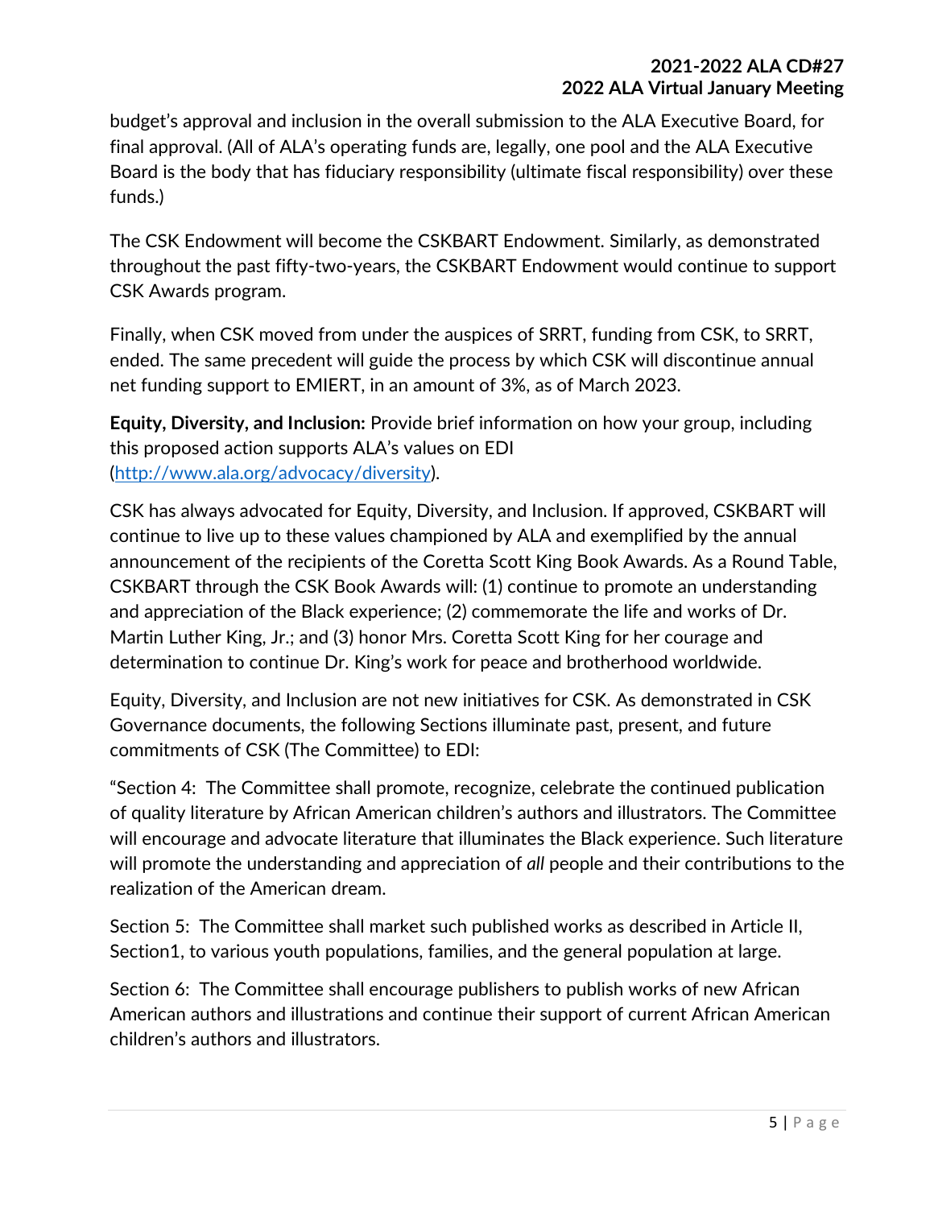budget's approval and inclusion in the overall submission to the ALA Executive Board, for final approval. (All of ALA's operating funds are, legally, one pool and the ALA Executive Board is the body that has fiduciary responsibility (ultimate fiscal responsibility) over these funds.)

The CSK Endowment will become the CSKBART Endowment. Similarly, as demonstrated throughout the past fifty-two-years, the CSKBART Endowment would continue to support CSK Awards program.

Finally, when CSK moved from under the auspices of SRRT, funding from CSK, to SRRT, ended. The same precedent will guide the process by which CSK will discontinue annual net funding support to EMIERT, in an amount of 3%, as of March 2023.

**Equity, Diversity, and Inclusion:** Provide brief information on how your group, including this proposed action supports ALA's values on EDI ([http://www.ala.org/advocacy/diversity](http://www.ala.org/advocacy/diversity)).

CSK has always advocated for Equity, Diversity, and Inclusion. If approved, CSKBART will continue to live up to these values championed by ALA and exemplified by the annual announcement of the recipients of the Coretta Scott King Book Awards. As a Round Table, CSKBART through the CSK Book Awards will: (1) continue to promote an understanding and appreciation of the Black experience; (2) commemorate the life and works of Dr. Martin Luther King, Jr.; and (3) honor Mrs. Coretta Scott King for her courage and determination to continue Dr. King's work for peace and brotherhood worldwide.

Equity, Diversity, and Inclusion are not new initiatives for CSK. As demonstrated in CSK Governance documents, the following Sections illuminate past, present, and future commitments of CSK (The Committee) to EDI:

"Section 4: The Committee shall promote, recognize, celebrate the continued publication of quality literature by African American children's authors and illustrators. The Committee will encourage and advocate literature that illuminates the Black experience. Such literature will promote the understanding and appreciation of *all* people and their contributions to the realization of the American dream.

Section 5: The Committee shall market such published works as described in Article II, Section1, to various youth populations, families, and the general population at large.

Section 6: The Committee shall encourage publishers to publish works of new African American authors and illustrations and continue their support of current African American children's authors and illustrators.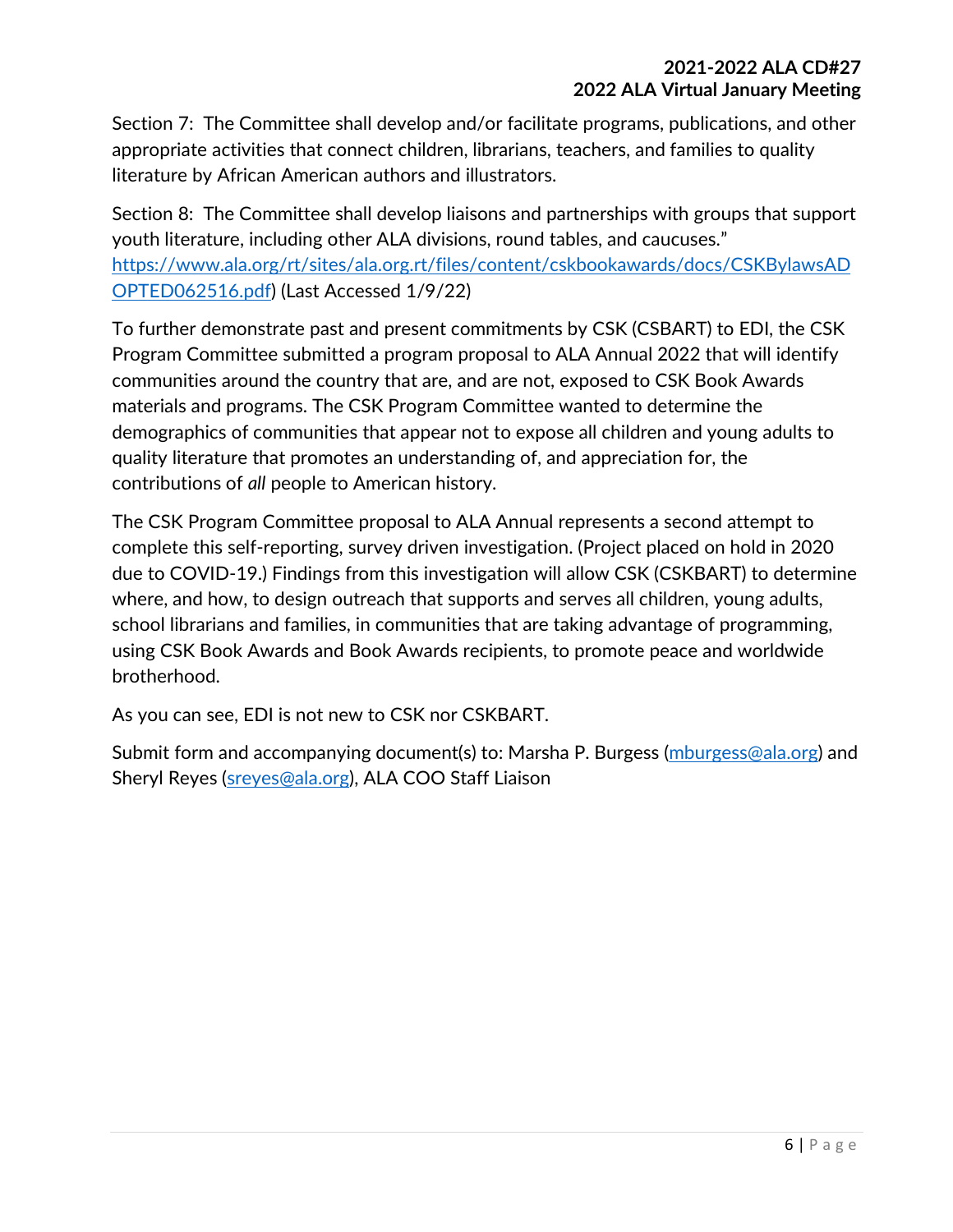Section 7: The Committee shall develop and/or facilitate programs, publications, and other appropriate activities that connect children, librarians, teachers, and families to quality literature by African American authors and illustrators.

Section 8: The Committee shall develop liaisons and partnerships with groups that support youth literature, including other ALA divisions, round tables, and caucuses." [https://www.ala.org/rt/sites/ala.org.rt/files/content/cskbookawards/docs/CSKBylawsADOPTED062516.pdf](https://www.ala.org/rt/sites/ala.org.rt/files/content/cskbookawards/docs/CSKBylawsADOPTED062516.pdf)) (Last Accessed 1/9/22)

To further demonstrate past and present commitments by CSK (CSBART) to EDI, the CSK Program Committee submitted a program proposal to ALA Annual 2022 that will identify communities around the country that are, and are not, exposed to CSK Book Awards materials and programs. The CSK Program Committee wanted to determine the demographics of communities that appear not to expose all children and young adults to quality literature that promotes an understanding of, and appreciation for, the contributions of *all* people to American history.

The CSK Program Committee proposal to ALA Annual represents a second attempt to complete this self-reporting, survey driven investigation. (Project placed on hold in 2020 due to COVID-19.) Findings from this investigation will allow CSK (CSKBART) to determine where, and how, to design outreach that supports and serves all children, young adults, school librarians and families, in communities that are taking advantage of programming, using CSK Book Awards and Book Awards recipients, to promote peace and worldwide brotherhood.

As you can see, EDI is not new to CSK nor CSKBART.

Submit form and accompanying document(s) to: Marsha P. Burgess ([mburgess@ala.org](mailto:mburgess@ala.org)) and Sheryl Reyes ([sreyes@ala.org](mailto:sreyes@ala.org)), ALA COO Staff Liaison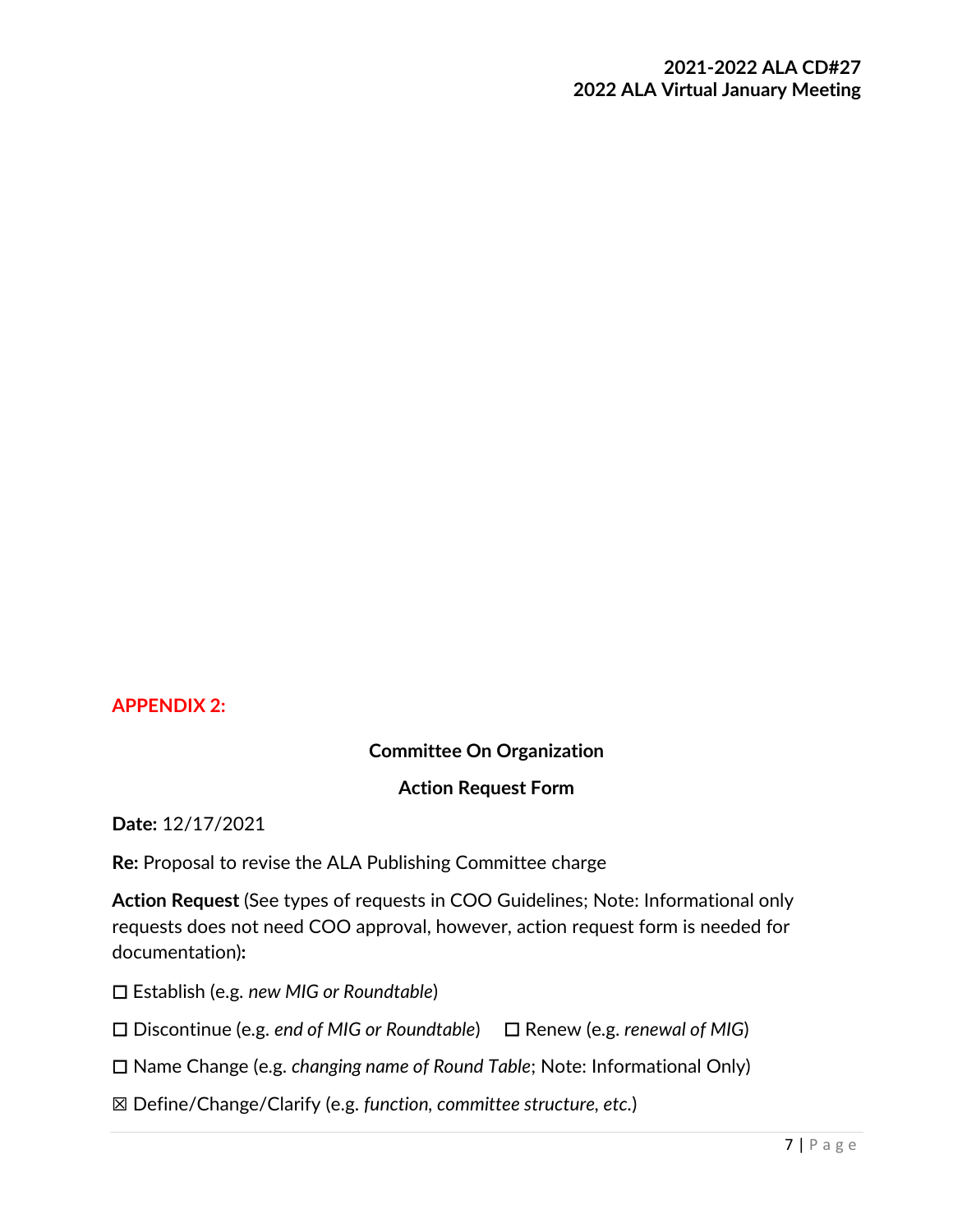**APPENDIX 2:**

**Committee On Organization**

**Action Request Form**

**Date:** 12/17/2021

**Re:** Proposal to revise the ALA Publishing Committee charge

**Action Request** (See types of requests in COO Guidelines; Note: Informational only requests does not need COO approval, however, action request form is needed for documentation)**:**

☐ Establish (e.g. *new MIG or Roundtable*)

☐ Discontinue (e.g. *end of MIG or Roundtable*) ☐ Renew (e.g. *renewal of MIG*)

☐ Name Change (e.g. *changing name of Round Table*; Note: Informational Only)

☒ Define/Change/Clarify (e.g. *function, committee structure, etc.*)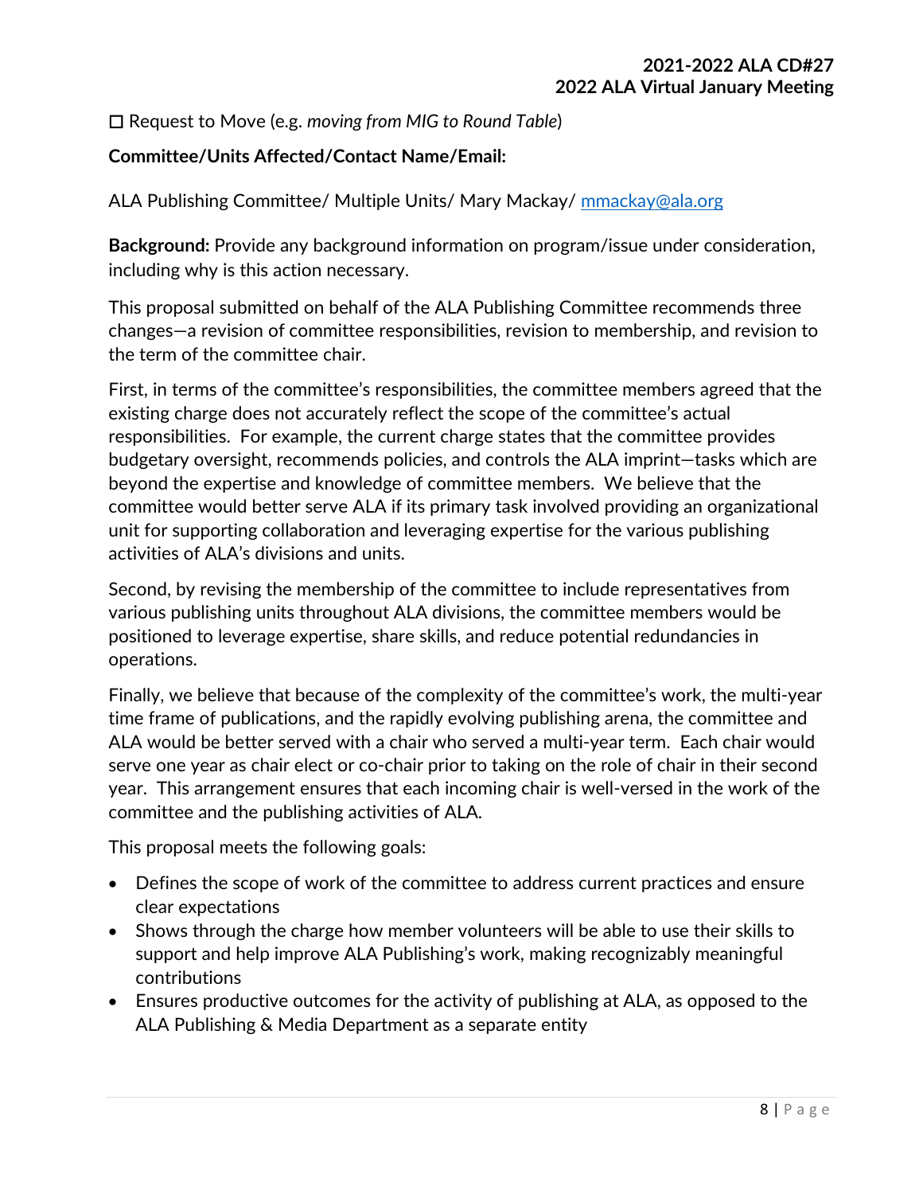☐ Request to Move (e.g. *moving from MIG to Round Table*)

**Committee/Units Affected/Contact Name/Email:**

ALA Publishing Committee/ Multiple Units/ Mary Mackay/ [mmackay@ala.org](mailto:mmackay@ala.org)

**Background:** Provide any background information on program/issue under consideration, including why is this action necessary.

This proposal submitted on behalf of the ALA Publishing Committee recommends three changes—a revision of committee responsibilities, revision to membership, and revision to the term of the committee chair.

First, in terms of the committee's responsibilities, the committee members agreed that the existing charge does not accurately reflect the scope of the committee's actual responsibilities. For example, the current charge states that the committee provides budgetary oversight, recommends policies, and controls the ALA imprint—tasks which are beyond the expertise and knowledge of committee members. We believe that the committee would better serve ALA if its primary task involved providing an organizational unit for supporting collaboration and leveraging expertise for the various publishing activities of ALA's divisions and units.

Second, by revising the membership of the committee to include representatives from various publishing units throughout ALA divisions, the committee members would be positioned to leverage expertise, share skills, and reduce potential redundancies in operations.

Finally, we believe that because of the complexity of the committee's work, the multi-year time frame of publications, and the rapidly evolving publishing arena, the committee and ALA would be better served with a chair who served a multi-year term. Each chair would serve one year as chair elect or co-chair prior to taking on the role of chair in their second year. This arrangement ensures that each incoming chair is well-versed in the work of the committee and the publishing activities of ALA.

This proposal meets the following goals:

- Defines the scope of work of the committee to address current practices and ensure clear expectations
- Shows through the charge how member volunteers will be able to use their skills to support and help improve ALA Publishing's work, making recognizably meaningful contributions
- Ensures productive outcomes for the activity of publishing at ALA, as opposed to the ALA Publishing & Media Department as a separate entity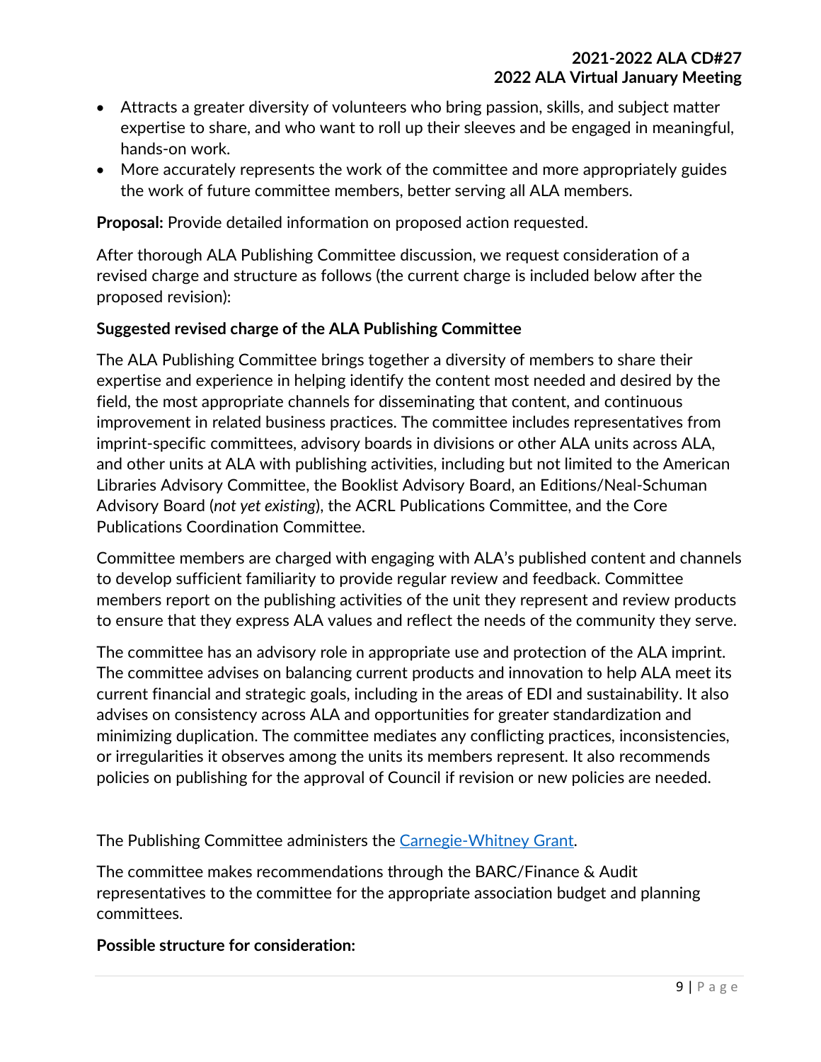- Attracts a greater diversity of volunteers who bring passion, skills, and subject matter expertise to share, and who want to roll up their sleeves and be engaged in meaningful, hands-on work.
- More accurately represents the work of the committee and more appropriately guides the work of future committee members, better serving all ALA members.

**Proposal:** Provide detailed information on proposed action requested.

After thorough ALA Publishing Committee discussion, we request consideration of a revised charge and structure as follows (the current charge is included below after the proposed revision):

**Suggested revised charge of the ALA Publishing Committee**

The ALA Publishing Committee brings together a diversity of members to share their expertise and experience in helping identify the content most needed and desired by the field, the most appropriate channels for disseminating that content, and continuous improvement in related business practices. The committee includes representatives from imprint-specific committees, advisory boards in divisions or other ALA units across ALA, and other units at ALA with publishing activities, including but not limited to the American Libraries Advisory Committee, the Booklist Advisory Board, an Editions/Neal-Schuman Advisory Board (*not yet existing*), the ACRL Publications Committee, and the Core Publications Coordination Committee.

Committee members are charged with engaging with ALA's published content and channels to develop sufficient familiarity to provide regular review and feedback. Committee members report on the publishing activities of the unit they represent and review products to ensure that they express ALA values and reflect the needs of the community they serve.

The committee has an advisory role in appropriate use and protection of the ALA imprint. The committee advises on balancing current products and innovation to help ALA meet its current financial and strategic goals, including in the areas of EDI and sustainability. It also advises on consistency across ALA and opportunities for greater standardization and minimizing duplication. The committee mediates any conflicting practices, inconsistencies, or irregularities it observes among the units its members represent. It also recommends policies on publishing for the approval of Council if revision or new policies are needed.

The Publishing Committee administers the [Carnegie-Whitney Grant](Carnegie-Whitney Grant).

The committee makes recommendations through the BARC/Finance & Audit representatives to the committee for the appropriate association budget and planning committees.

**Possible structure for consideration:**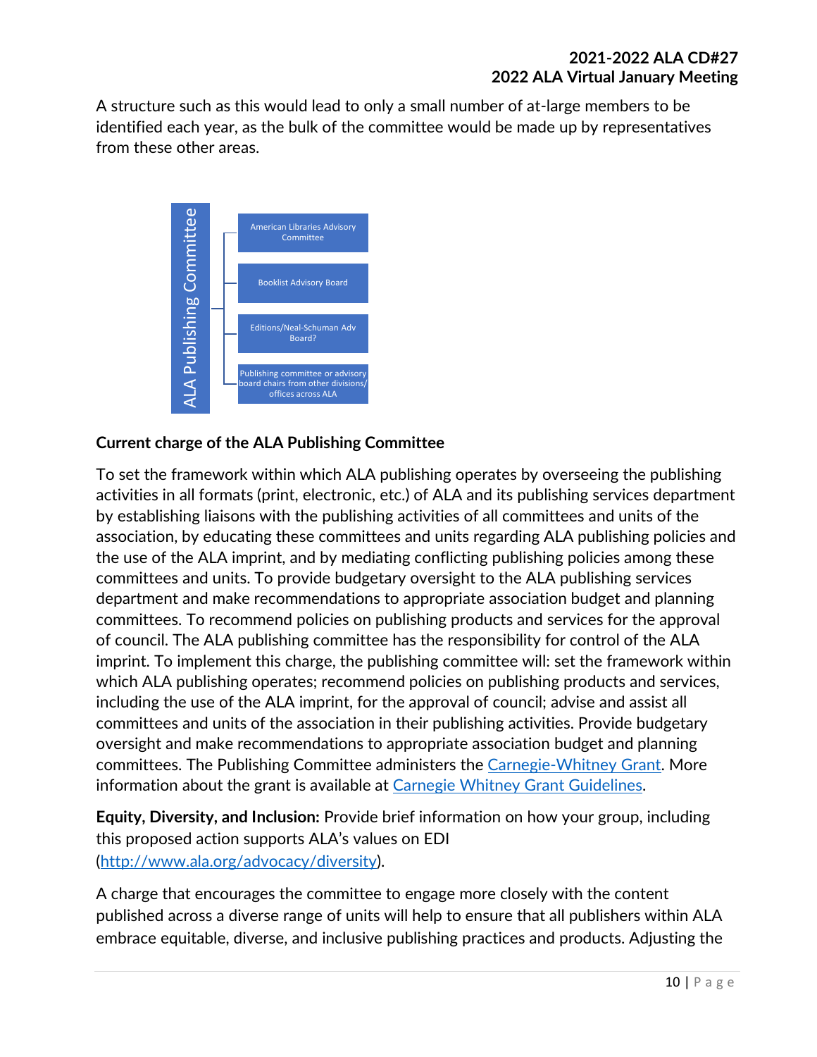A structure such as this would lead to only a small number of at-large members to be identified each year, as the bulk of the committee would be made up by representatives from these other areas.

ALA Publishing Committee

- American Libraries Advisory Committee
- Booklist Advisory Board
- Editions/Neal-Schuman Adv Board?
- Publishing committee or advisory board chairs from other divisions/ offices across ALA

**Current charge of the ALA Publishing Committee**

To set the framework within which ALA publishing operates by overseeing the publishing activities in all formats (print, electronic, etc.) of ALA and its publishing services department by establishing liaisons with the publishing activities of all committees and units of the association, by educating these committees and units regarding ALA publishing policies and the use of the ALA imprint, and by mediating conflicting publishing policies among these committees and units. To provide budgetary oversight to the ALA publishing services department and make recommendations to appropriate association budget and planning committees. To recommend policies on publishing products and services for the approval of council. The ALA publishing committee has the responsibility for control of the ALA imprint. To implement this charge, the publishing committee will: set the framework within which ALA publishing operates; recommend policies on publishing products and services, including the use of the ALA imprint, for the approval of council; advise and assist all committees and units of the association in their publishing activities. Provide budgetary oversight and make recommendations to appropriate association budget and planning committees. The Publishing Committee administers the [Carnegie-Whitney Grant](). More information about the grant is available at [Carnegie Whitney Grant Guidelines]().

**Equity, Diversity, and Inclusion:** Provide brief information on how your group, including this proposed action supports ALA's values on EDI ([http://www.ala.org/advocacy/diversity](http://www.ala.org/advocacy/diversity)).

A charge that encourages the committee to engage more closely with the content published across a diverse range of units will help to ensure that all publishers within ALA embrace equitable, diverse, and inclusive publishing practices and products. Adjusting the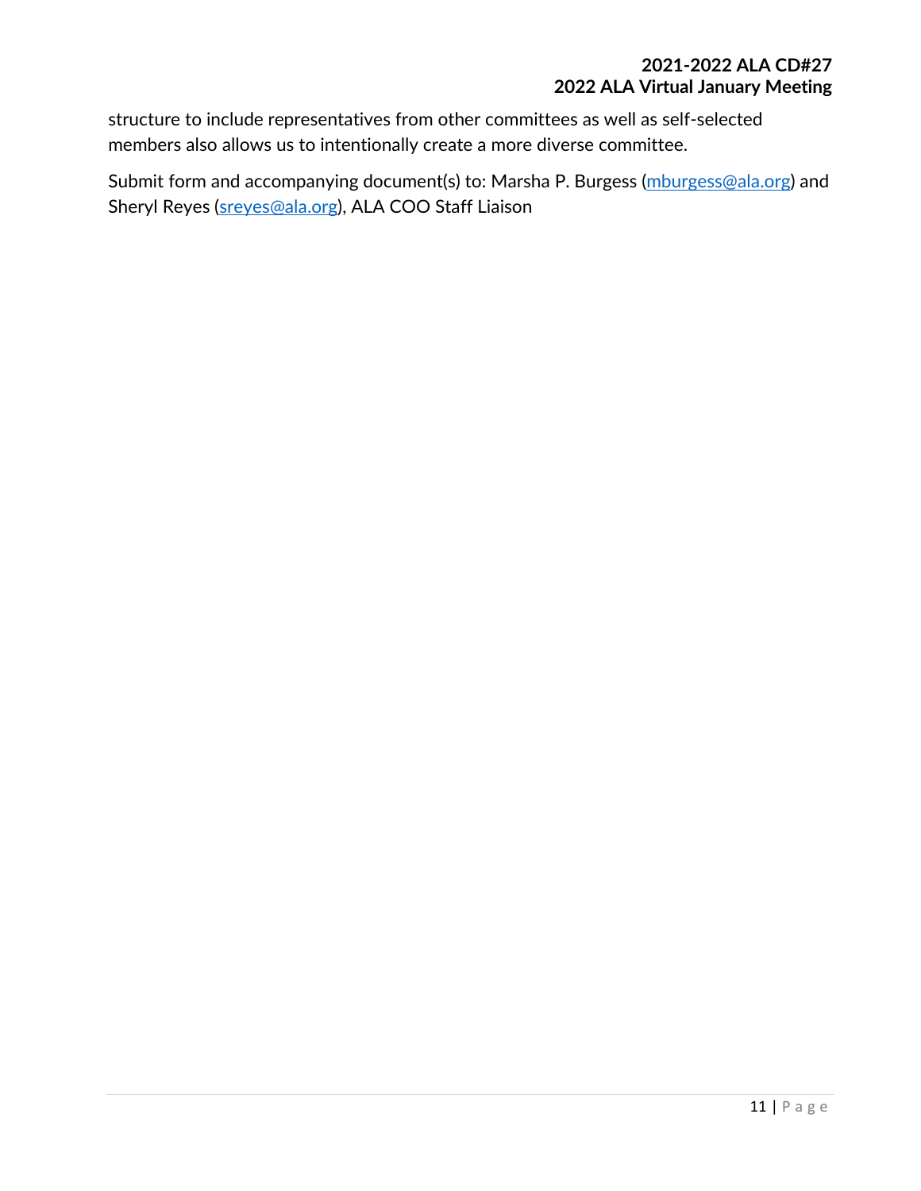structure to include representatives from other committees as well as self-selected members also allows us to intentionally create a more diverse committee.

Submit form and accompanying document(s) to: Marsha P. Burgess (mburgess@ala.org) and Sheryl Reyes (sreyes@ala.org), ALA COO Staff Liaison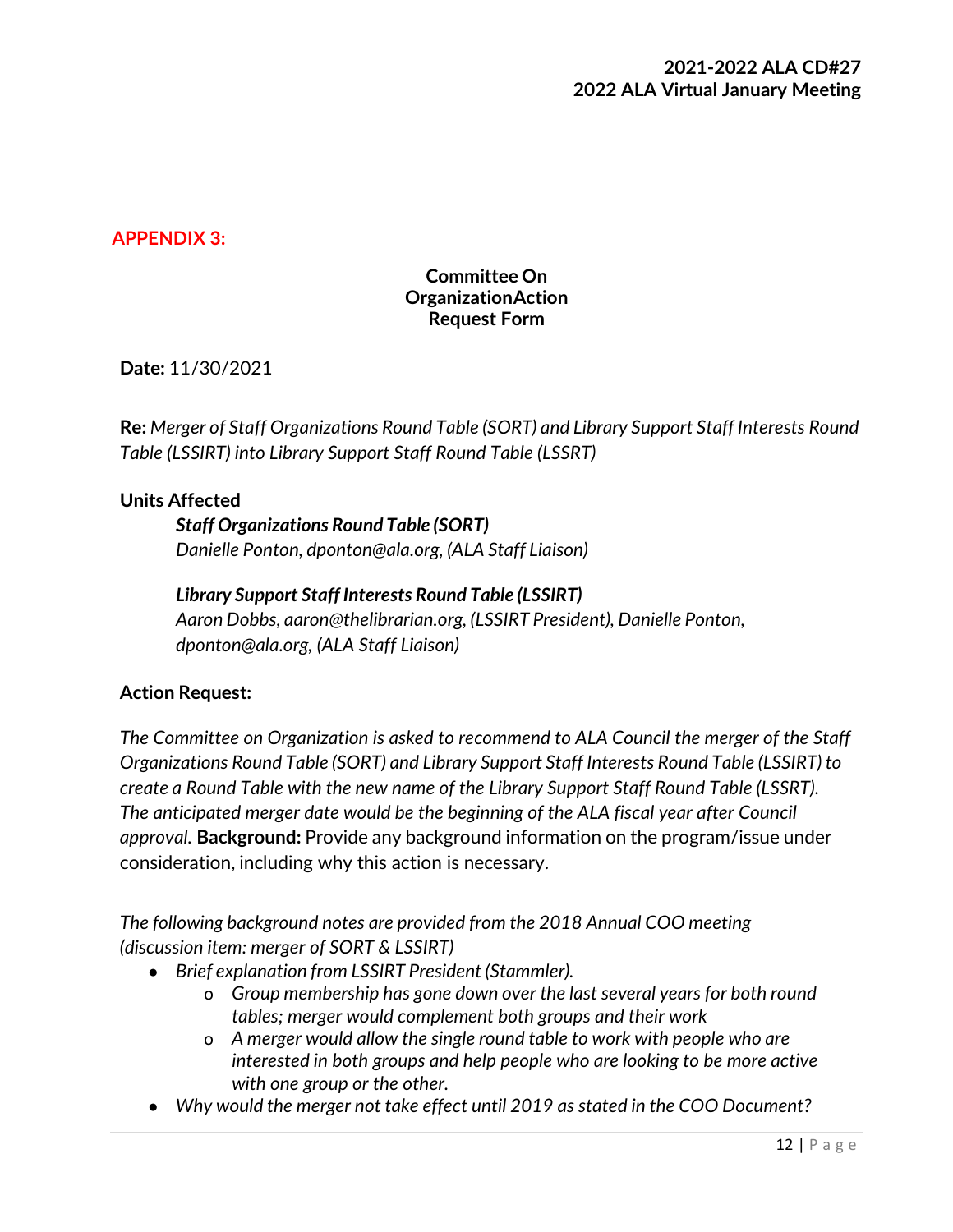## APPENDIX 3:

**Committee On OrganizationAction Request Form**

**Date:** 11/30/2021

**Re:** *Merger of Staff Organizations Round Table (SORT) and Library Support Staff Interests Round Table (LSSIRT) into Library Support Staff Round Table (LSSRT)*

**Units Affected**

> ***Staff Organizations Round Table (SORT)***
> *Danielle Ponton, dponton@ala.org, (ALA Staff Liaison)*
>
> ***Library Support Staff Interests Round Table (LSSIRT)***
> *Aaron Dobbs, aaron@thelibrarian.org, (LSSIRT President), Danielle Ponton, dponton@ala.org, (ALA Staff Liaison)*

**Action Request:**

*The Committee on Organization is asked to recommend to ALA Council the merger of the Staff Organizations Round Table (SORT) and Library Support Staff Interests Round Table (LSSIRT) to create a Round Table with the new name of the Library Support Staff Round Table (LSSRT). The anticipated merger date would be the beginning of the ALA fiscal year after Council approval.* **Background:** Provide any background information on the program/issue under consideration, including why this action is necessary.

*The following background notes are provided from the 2018 Annual COO meeting (discussion item: merger of SORT & LSSIRT)*

- *Brief explanation from LSSIRT President (Stammler).*
  - o *Group membership has gone down over the last several years for both round tables; merger would complement both groups and their work*
  - o *A merger would allow the single round table to work with people who are interested in both groups and help people who are looking to be more active with one group or the other.*
- *Why would the merger not take effect until 2019 as stated in the COO Document?*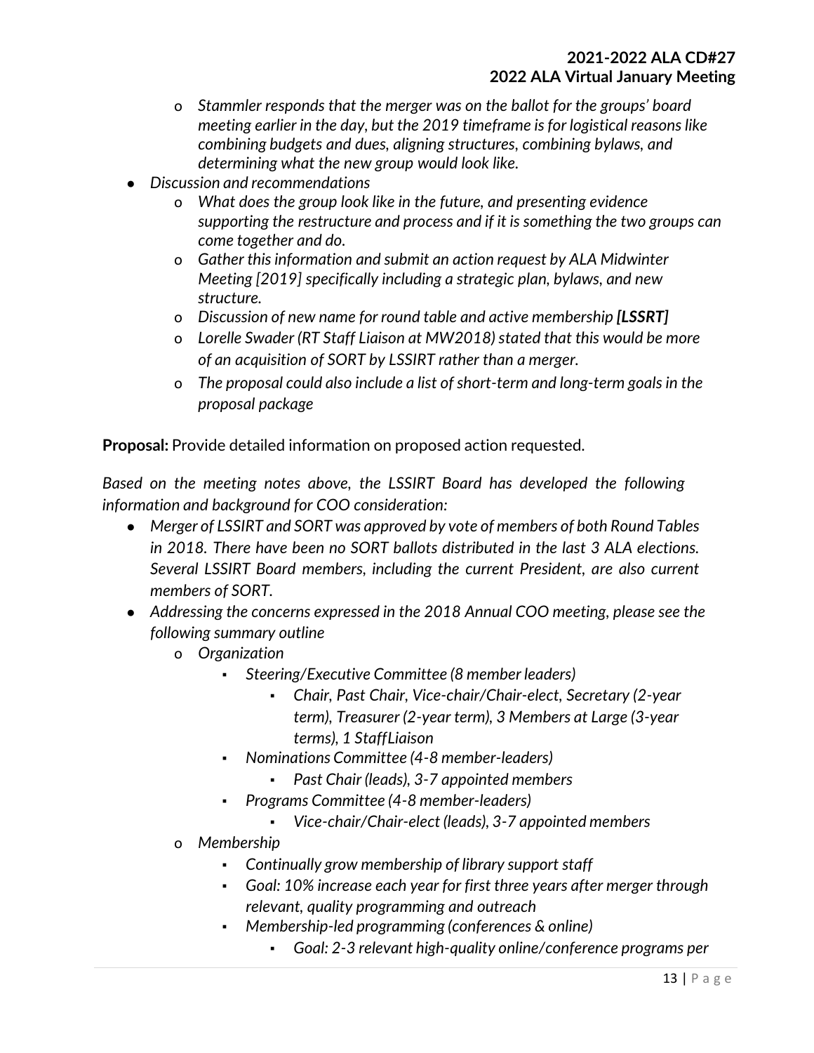- *Stammler responds that the merger was on the ballot for the groups' board meeting earlier in the day, but the 2019 timeframe is for logistical reasons like combining budgets and dues, aligning structures, combining bylaws, and determining what the new group would look like.*
- *Discussion and recommendations*
  - *What does the group look like in the future, and presenting evidence supporting the restructure and process and if it is something the two groups can come together and do.*
  - *Gather this information and submit an action request by ALA Midwinter Meeting [2019] specifically including a strategic plan, bylaws, and new structure.*
  - *Discussion of new name for round table and active membership **[LSSRT]***
  - *Lorelle Swader (RT Staff Liaison at MW2018) stated that this would be more of an acquisition of SORT by LSSIRT rather than a merger.*
  - *The proposal could also include a list of short-term and long-term goals in the proposal package*

**Proposal:** Provide detailed information on proposed action requested.

*Based on the meeting notes above, the LSSIRT Board has developed the following information and background for COO consideration:*

- *Merger of LSSIRT and SORT was approved by vote of members of both Round Tables in 2018. There have been no SORT ballots distributed in the last 3 ALA elections. Several LSSIRT Board members, including the current President, are also current members of SORT.*
- *Addressing the concerns expressed in the 2018 Annual COO meeting, please see the following summary outline*
  - *Organization*
    - *Steering/Executive Committee (8 member leaders)*
      - *Chair, Past Chair, Vice-chair/Chair-elect, Secretary (2-year term), Treasurer (2-year term), 3 Members at Large (3-year terms), 1 StaffLiaison*
    - *Nominations Committee (4-8 member-leaders)*
      - *Past Chair (leads), 3-7 appointed members*
    - *Programs Committee (4-8 member-leaders)*
      - *Vice-chair/Chair-elect (leads), 3-7 appointed members*
  - *Membership*
    - *Continually grow membership of library support staff*
    - *Goal: 10% increase each year for first three years after merger through relevant, quality programming and outreach*
    - *Membership-led programming (conferences & online)*
      - *Goal: 2-3 relevant high-quality online/conference programs per*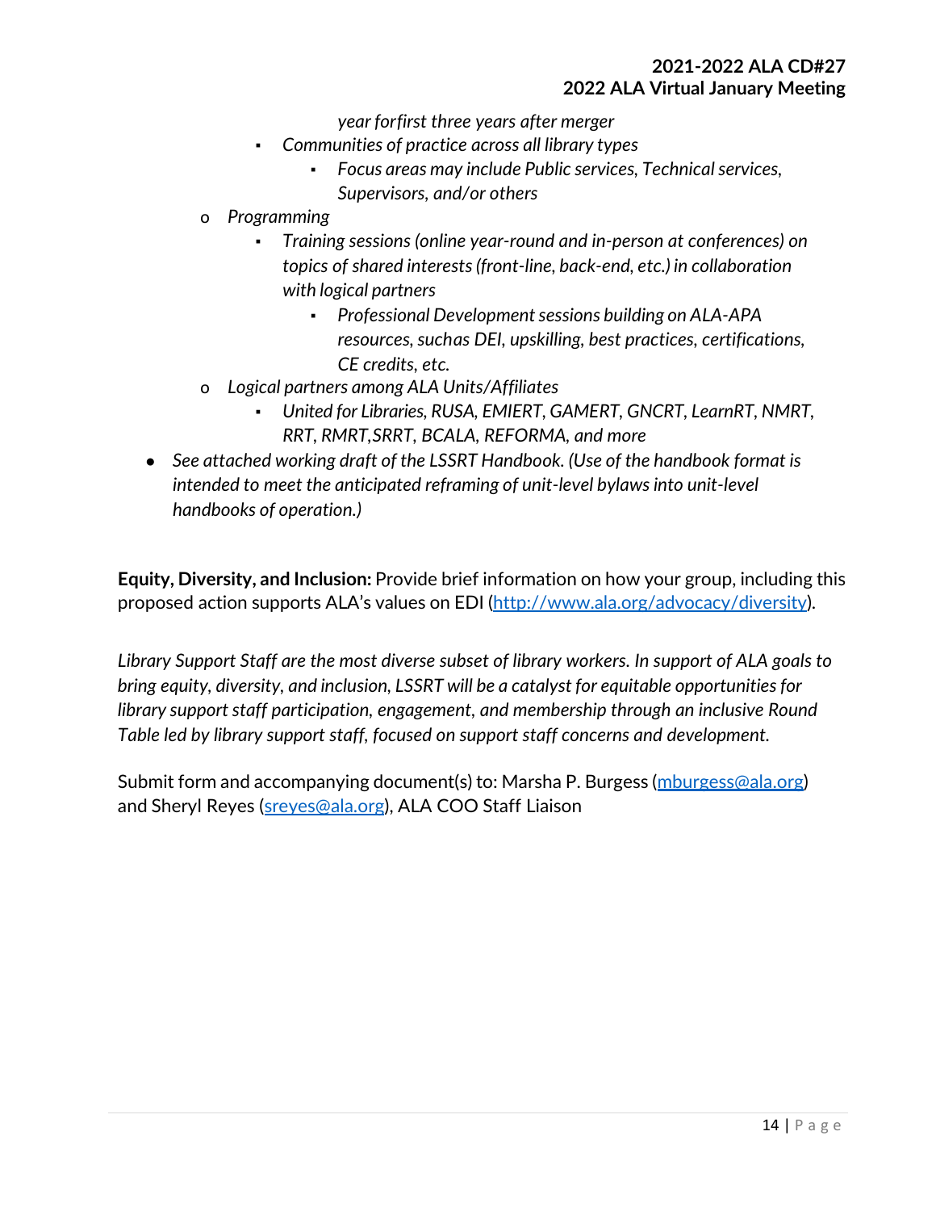*year forfirst three years after merger*

   - *Communities of practice across all library types*
      - *Focus areas may include Public services, Technical services, Supervisors, and/or others*
- *Programming*
   - *Training sessions (online year-round and in-person at conferences) on topics of shared interests (front-line, back-end, etc.) in collaboration with logical partners*
      - *Professional Development sessions building on ALA-APA resources, suchas DEI, upskilling, best practices, certifications, CE credits, etc.*
- *Logical partners among ALA Units/Affiliates*
   - *United for Libraries, RUSA, EMIERT, GAMERT, GNCRT, LearnRT, NMRT, RRT, RMRT,SRRT, BCALA, REFORMA, and more*

- *See attached working draft of the LSSRT Handbook. (Use of the handbook format is intended to meet the anticipated reframing of unit-level bylaws into unit-level handbooks of operation.)*

**Equity, Diversity, and Inclusion:** Provide brief information on how your group, including this proposed action supports ALA's values on EDI (http://www.ala.org/advocacy/diversity).

*Library Support Staff are the most diverse subset of library workers. In support of ALA goals to bring equity, diversity, and inclusion, LSSRT will be a catalyst for equitable opportunities for library support staff participation, engagement, and membership through an inclusive Round Table led by library support staff, focused on support staff concerns and development.*

Submit form and accompanying document(s) to: Marsha P. Burgess (mburgess@ala.org) and Sheryl Reyes (sreyes@ala.org), ALA COO Staff Liaison